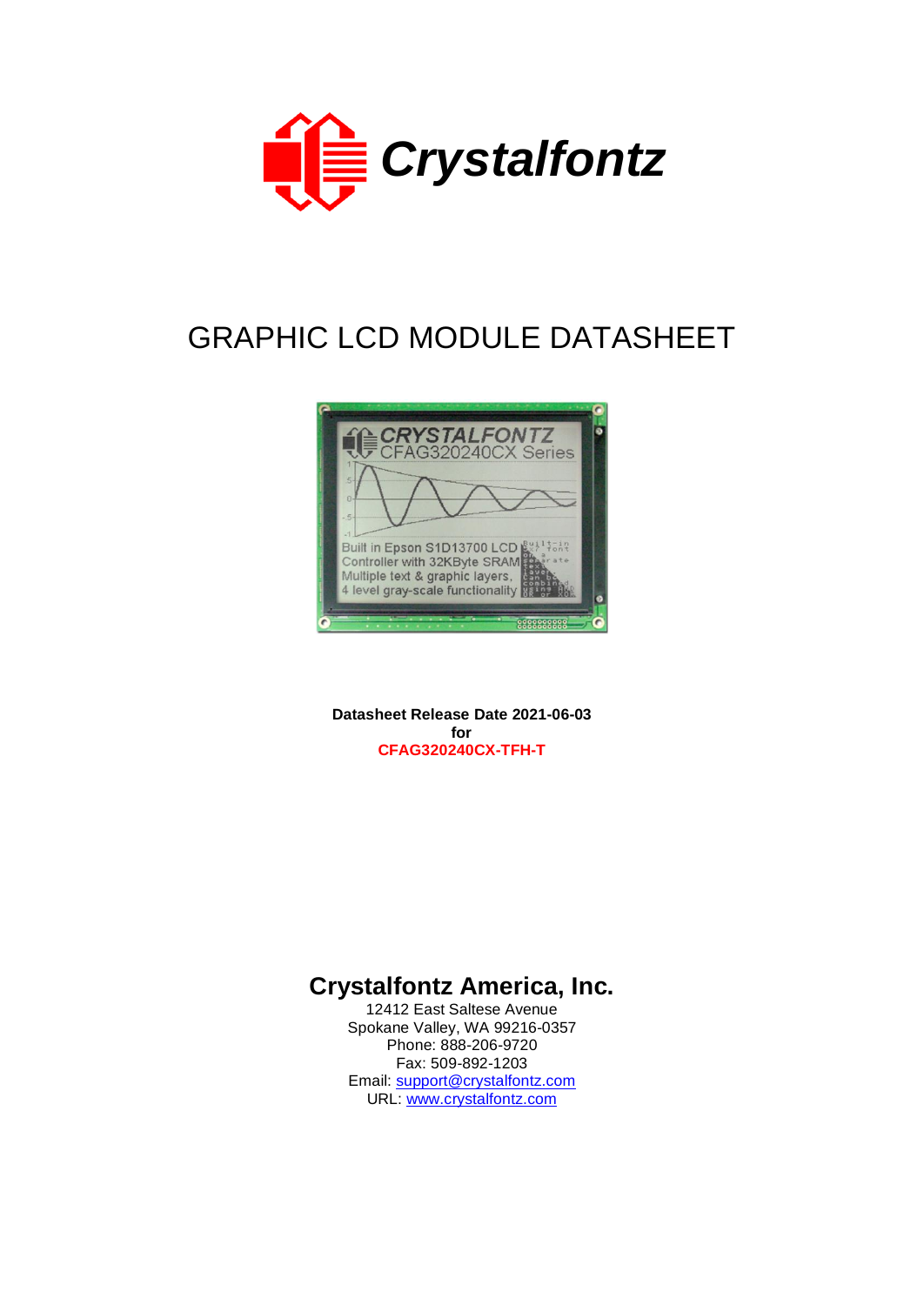Crystalfontz

# GRAPHIC LCD MODULE DATASHEET

**Datasheet Release Date 2021-06-03**
**for**
**CFAG320240CX-TFH-T**

## Crystalfontz America, Inc.

12412 East Saltese Avenue
Spokane Valley, WA 99216-0357
Phone: 888-206-9720
Fax: 509-892-1203
Email: support@crystalfontz.com
URL: www.crystalfontz.com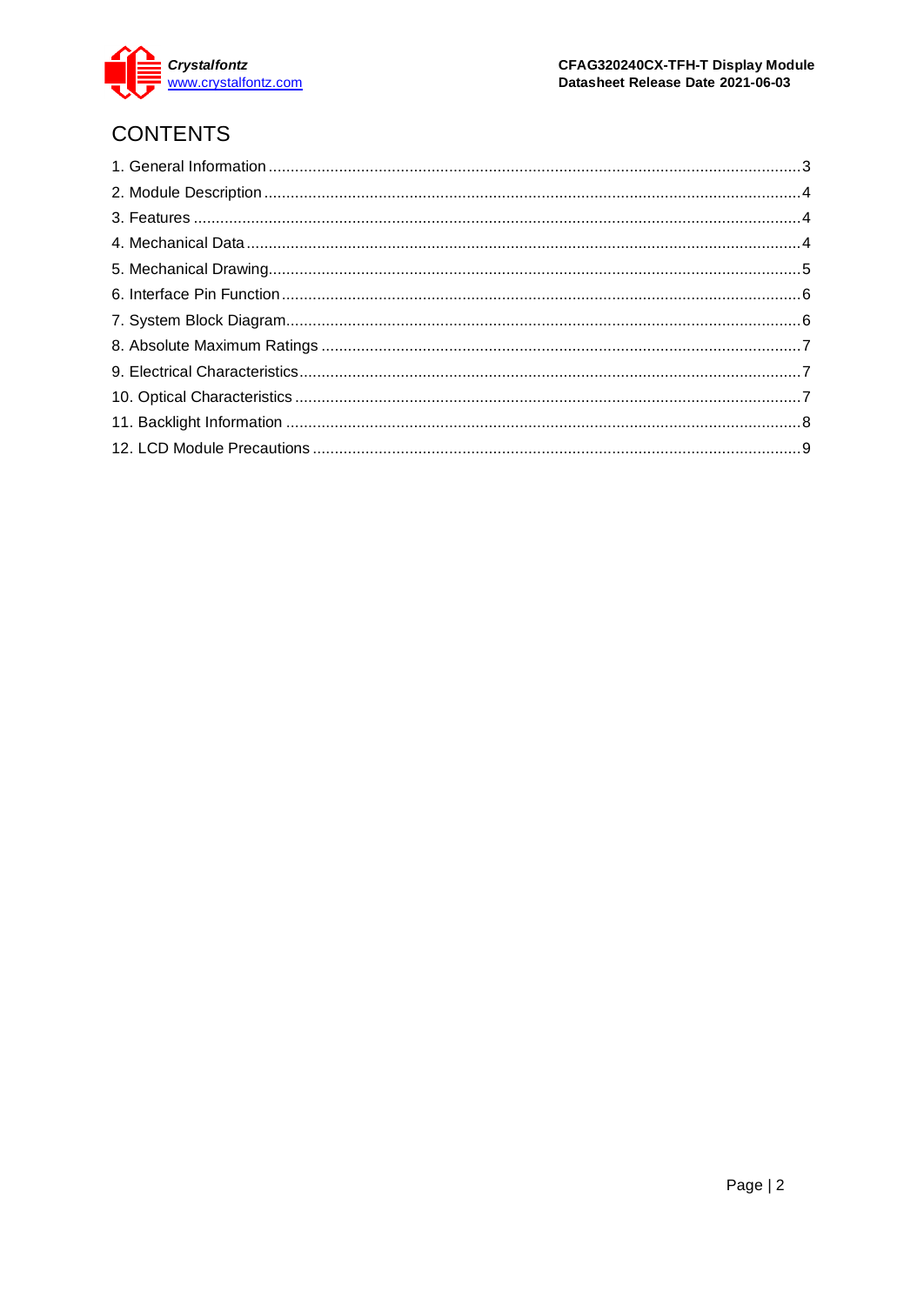# CONTENTS

1. General Information ........................................................................................................3
2. Module Description ........................................................................................................4
3. Features ........................................................................................................4
4. Mechanical Data ........................................................................................................4
5. Mechanical Drawing ........................................................................................................5
6. Interface Pin Function ........................................................................................................6
7. System Block Diagram ........................................................................................................6
8. Absolute Maximum Ratings ........................................................................................................7
9. Electrical Characteristics ........................................................................................................7
10. Optical Characteristics ........................................................................................................7
11. Backlight Information ........................................................................................................8
12. LCD Module Precautions ........................................................................................................9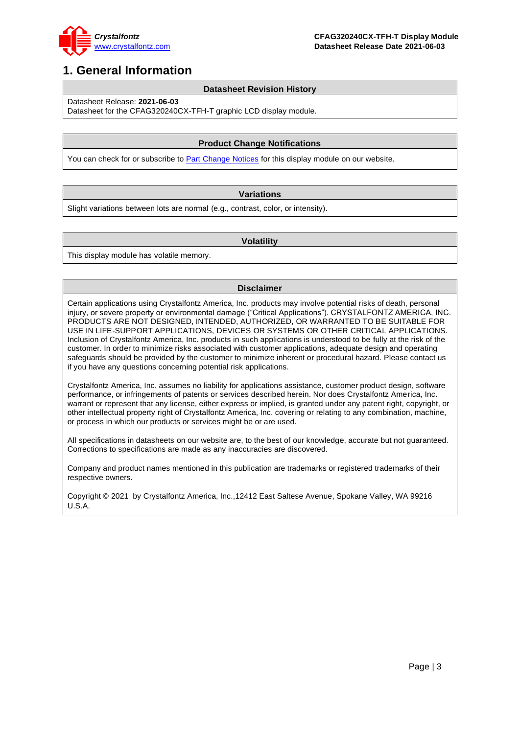# 1. General Information

| Datasheet Revision History |
|---|
| Datasheet Release: **2021-06-03**<br>Datasheet for the CFAG320240CX-TFH-T graphic LCD display module. |

| Product Change Notifications |
|---|
| You can check for or subscribe to Part Change Notices for this display module on our website. |

| Variations |
|---|
| Slight variations between lots are normal (e.g., contrast, color, or intensity). |

| Volatility |
|---|
| This display module has volatile memory. |

### Disclaimer

Certain applications using Crystalfontz America, Inc. products may involve potential risks of death, personal injury, or severe property or environmental damage (“Critical Applications”). CRYSTALFONTZ AMERICA, INC. PRODUCTS ARE NOT DESIGNED, INTENDED, AUTHORIZED, OR WARRANTED TO BE SUITABLE FOR USE IN LIFE-SUPPORT APPLICATIONS, DEVICES OR SYSTEMS OR OTHER CRITICAL APPLICATIONS. Inclusion of Crystalfontz America, Inc. products in such applications is understood to be fully at the risk of the customer. In order to minimize risks associated with customer applications, adequate design and operating safeguards should be provided by the customer to minimize inherent or procedural hazard. Please contact us if you have any questions concerning potential risk applications.

Crystalfontz America, Inc. assumes no liability for applications assistance, customer product design, software performance, or infringements of patents or services described herein. Nor does Crystalfontz America, Inc. warrant or represent that any license, either express or implied, is granted under any patent right, copyright, or other intellectual property right of Crystalfontz America, Inc. covering or relating to any combination, machine, or process in which our products or services might be or are used.

All specifications in datasheets on our website are, to the best of our knowledge, accurate but not guaranteed. Corrections to specifications are made as any inaccuracies are discovered.

Company and product names mentioned in this publication are trademarks or registered trademarks of their respective owners.

Copyright © 2021 by Crystalfontz America, Inc.,12412 East Saltese Avenue, Spokane Valley, WA 99216 U.S.A.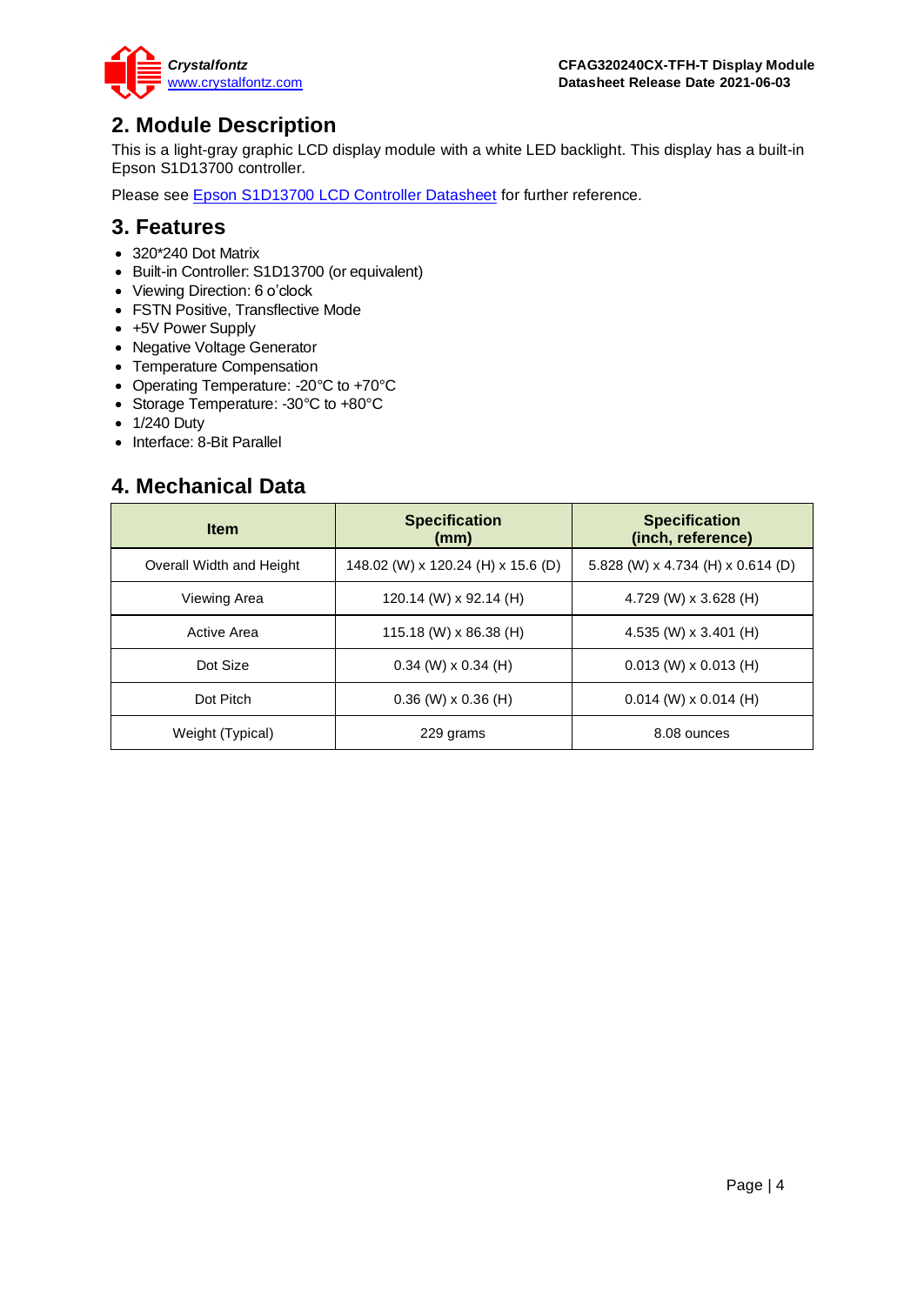## 2. Module Description

This is a light-gray graphic LCD display module with a white LED backlight. This display has a built-in Epson S1D13700 controller.

Please see Epson S1D13700 LCD Controller Datasheet for further reference.

## 3. Features

- 320*240 Dot Matrix
- Built-in Controller: S1D13700 (or equivalent)
- Viewing Direction: 6 o'clock
- FSTN Positive, Transflective Mode
- +5V Power Supply
- Negative Voltage Generator
- Temperature Compensation
- Operating Temperature: -20°C to +70°C
- Storage Temperature: -30°C to +80°C
- 1/240 Duty
- Interface: 8-Bit Parallel

## 4. Mechanical Data

| Item | Specification (mm) | Specification (inch, reference) |
|---|---|---|
| Overall Width and Height | 148.02 (W) x 120.24 (H) x 15.6 (D) | 5.828 (W) x 4.734 (H) x 0.614 (D) |
| Viewing Area | 120.14 (W) x 92.14 (H) | 4.729 (W) x 3.628 (H) |
| Active Area | 115.18 (W) x 86.38 (H) | 4.535 (W) x 3.401 (H) |
| Dot Size | 0.34 (W) x 0.34 (H) | 0.013 (W) x 0.013 (H) |
| Dot Pitch | 0.36 (W) x 0.36 (H) | 0.014 (W) x 0.014 (H) |
| Weight (Typical) | 229 grams | 8.08 ounces |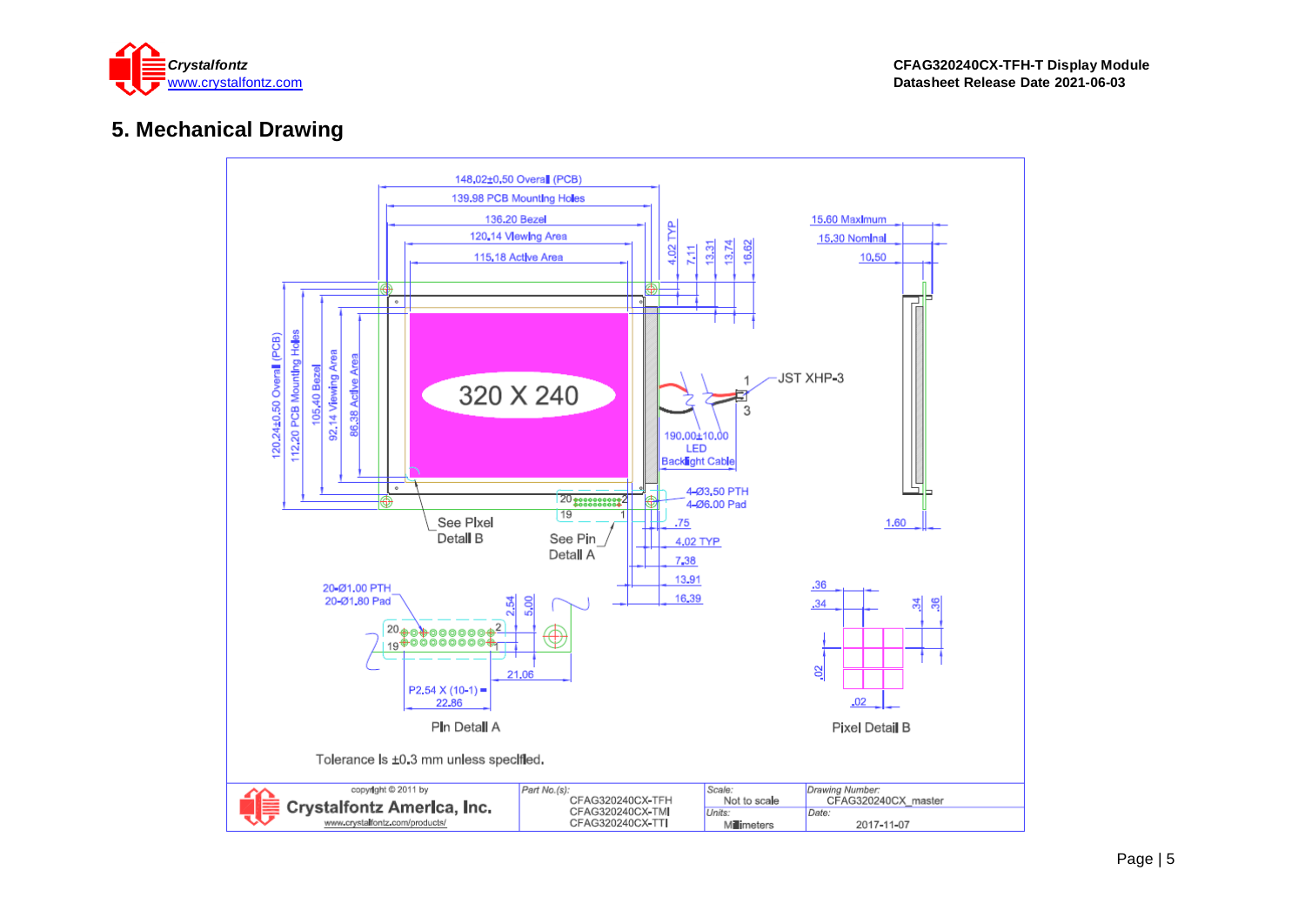## 5. Mechanical Drawing

148.02±0.50 Overall (PCB)

139.98 PCB Mounting Holes

136.20 Bezel

120.14 Viewing Area

115.18 Active Area

4.02 TYP

7.11

13.31

13.74

16.62

15.60 Maximum

15.30 Nominal

10.50

120.24±0.50 Overall (PCB)

112.20 PCB Mounting Holes

105.40 Bezel

92.14 Viewing Area

86.38 Active Area

320 X 240

JST XHP-3

1

3

190.00±10.00 LED Backlight Cable

4-Ø3.50 PTH

4-Ø6.00 Pad

20 2

19 1

See Pixel Detail B

See Pin Detail A

.75

4.02 TYP

7.38

13.91

16.39

1.60

20-Ø1.00 PTH

20-Ø1.80 Pad

2.54

5.00

21.06

P2.54 X (10-1) = 22.86

Pin Detail A

.36

.34

.34

.36

.02

.02

Pixel Detail B

Tolerance is ±0.3 mm unless specified.

| copyright © 2011 by Crystalfontz America, Inc. www.crystalfontz.com/products/ | Part No.(s): CFAG320240CX-TFH CFAG320240CX-TMI CFAG320240CX-TTI | Scale: Not to scale | Drawing Number: CFAG320240CX_master |
|---|---|---|---|
| | | Units: Millimeters | Date: 2017-11-07 |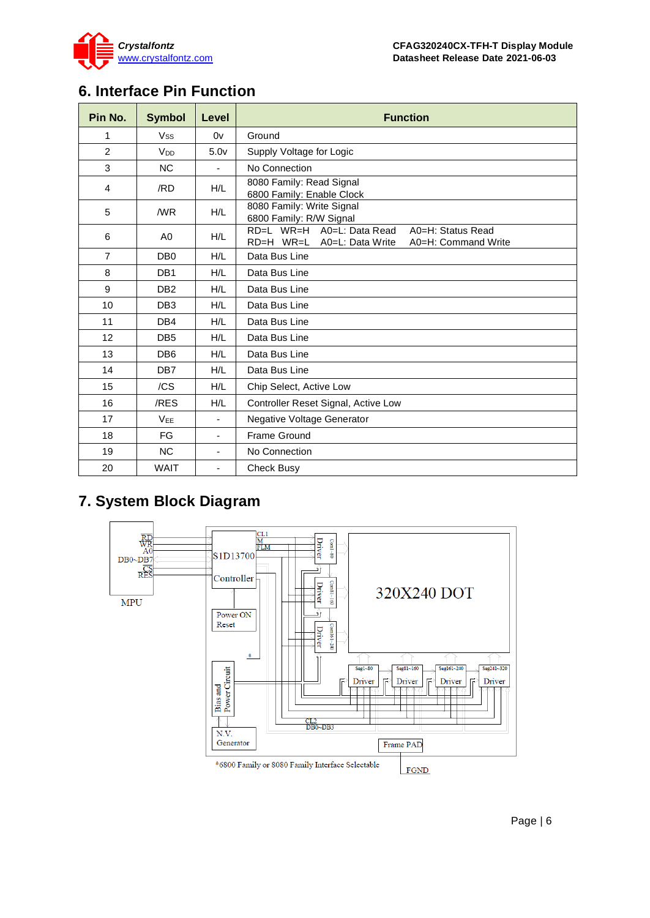## 6. Interface Pin Function

| Pin No. | Symbol | Level | Function |
|---|---|---|---|
| 1 | $V_{SS}$ | 0v | Ground |
| 2 | $V_{DD}$ | 5.0v | Supply Voltage for Logic |
| 3 | NC | - | No Connection |
| 4 | /RD | H/L | 8080 Family: Read Signal<br>6800 Family: Enable Clock |
| 5 | /WR | H/L | 8080 Family: Write Signal<br>6800 Family: R/W Signal |
| 6 | A0 | H/L | RD=L WR=H A0=L: Data Read A0=H: Status Read<br>RD=H WR=L A0=L: Data Write A0=H: Command Write |
| 7 | DB0 | H/L | Data Bus Line |
| 8 | DB1 | H/L | Data Bus Line |
| 9 | DB2 | H/L | Data Bus Line |
| 10 | DB3 | H/L | Data Bus Line |
| 11 | DB4 | H/L | Data Bus Line |
| 12 | DB5 | H/L | Data Bus Line |
| 13 | DB6 | H/L | Data Bus Line |
| 14 | DB7 | H/L | Data Bus Line |
| 15 | /CS | H/L | Chip Select, Active Low |
| 16 | /RES | H/L | Controller Reset Signal, Active Low |
| 17 | $V_{EE}$ | - | Negative Voltage Generator |
| 18 | FG | - | Frame Ground |
| 19 | NC | - | No Connection |
| 20 | WAIT | - | Check Busy |

## 7. System Block Diagram

MPU: RD, WR, A0, DB0~DB7, CS, RES

S1D13700 Controller — CL1, M, FLM

Driver (Com1~80), Driver (Com81~160), Driver (Com161~240)

320X240 DOT

Seg1~80 Driver, Seg81~160 Driver, Seg161~240 Driver, Seg241~320 Driver

Power ON Reset

Bias and Power Circuit

N.V. Generator

CL2, DB0~DB3

Frame PAD — FGND

*6800 Family or 8080 Family Interface Selectable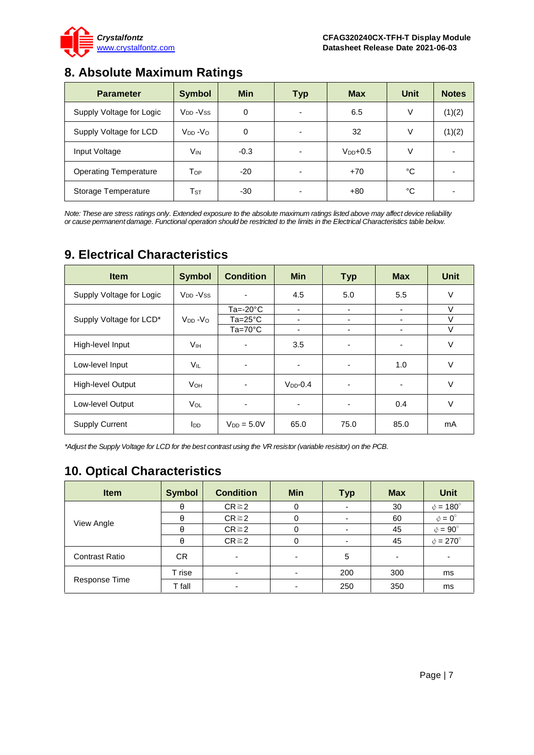## 8. Absolute Maximum Ratings

| Parameter | Symbol | Min | Typ | Max | Unit | Notes |
|---|---|---|---|---|---|---|
| Supply Voltage for Logic | $V_{DD}$ -$V_{SS}$ | 0 | - | 6.5 | V | (1)(2) |
| Supply Voltage for LCD | $V_{DD}$ -$V_{O}$ | 0 | - | 32 | V | (1)(2) |
| Input Voltage | $V_{IN}$ | -0.3 | - | $V_{DD}$+0.5 | V | - |
| Operating Temperature | $T_{OP}$ | -20 | - | +70 | °C | - |
| Storage Temperature | $T_{ST}$ | -30 | - | +80 | °C | - |

*Note: These are stress ratings only. Extended exposure to the absolute maximum ratings listed above may affect device reliability or cause permanent damage. Functional operation should be restricted to the limits in the Electrical Characteristics table below.*

## 9. Electrical Characteristics

| Item | Symbol | Condition | Min | Typ | Max | Unit |
|---|---|---|---|---|---|---|
| Supply Voltage for Logic | $V_{DD}$ -$V_{SS}$ | - | 4.5 | 5.0 | 5.5 | V |
| Supply Voltage for LCD* | $V_{DD}$ -$V_{O}$ | Ta=-20°C | - | - | - | V |
| | | Ta=25°C | - | - | - | V |
| | | Ta=70°C | - | - | - | V |
| High-level Input | $V_{IH}$ | - | 3.5 | - | - | V |
| Low-level Input | $V_{IL}$ | - | - | - | 1.0 | V |
| High-level Output | $V_{OH}$ | - | $V_{DD}$-0.4 | - | - | V |
| Low-level Output | $V_{OL}$ | - | - | - | 0.4 | V |
| Supply Current | $I_{DD}$ | $V_{DD}$ = 5.0V | 65.0 | 75.0 | 85.0 | mA |

*\*Adjust the Supply Voltage for LCD for the best contrast using the VR resistor (variable resistor) on the PCB.*

## 10. Optical Characteristics

| Item | Symbol | Condition | Min | Typ | Max | Unit |
|---|---|---|---|---|---|---|
| View Angle | θ | CR≧2 | 0 | - | 30 | $\phi = 180^\circ$ |
| | θ | CR≧2 | 0 | - | 60 | $\phi = 0^\circ$ |
| | θ | CR≧2 | 0 | - | 45 | $\phi = 90^\circ$ |
| | θ | CR≧2 | 0 | - | 45 | $\phi = 270^\circ$ |
| Contrast Ratio | CR | - | - | 5 | - | - |
| Response Time | T rise | - | - | 200 | 300 | ms |
| | T fall | - | - | 250 | 350 | ms |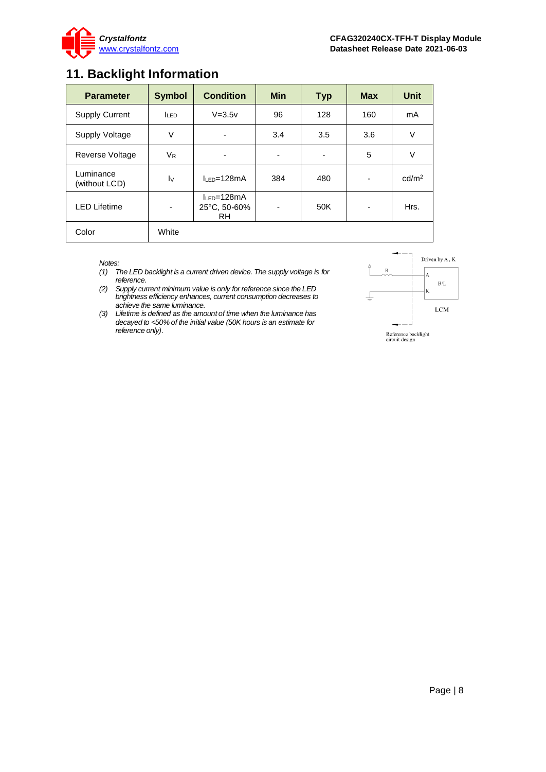## 11. Backlight Information

| Parameter | Symbol | Condition | Min | Typ | Max | Unit |
|---|---|---|---|---|---|---|
| Supply Current | $I_{LED}$ | V=3.5v | 96 | 128 | 160 | mA |
| Supply Voltage | V | - | 3.4 | 3.5 | 3.6 | V |
| Reverse Voltage | $V_R$ | - | - | - | 5 | V |
| Luminance (without LCD) | $I_V$ | $I_{LED}$=128mA | 384 | 480 | - | cd/m² |
| LED Lifetime | - | $I_{LED}$=128mA 25°C, 50-60% RH | - | 50K | - | Hrs. |
| Color | White | | | | | |

*Notes:*

*(1) The LED backlight is a current driven device. The supply voltage is for reference.*

*(2) Supply current minimum value is only for reference since the LED brightness efficiency enhances, current consumption decreases to achieve the same luminance.*

*(3) Lifetime is defined as the amount of time when the luminance has decayed to <50% of the initial value (50K hours is an estimate for reference only).*

Driven by A , K

R

A

B/L

K

LCM

Reference backlight circuit design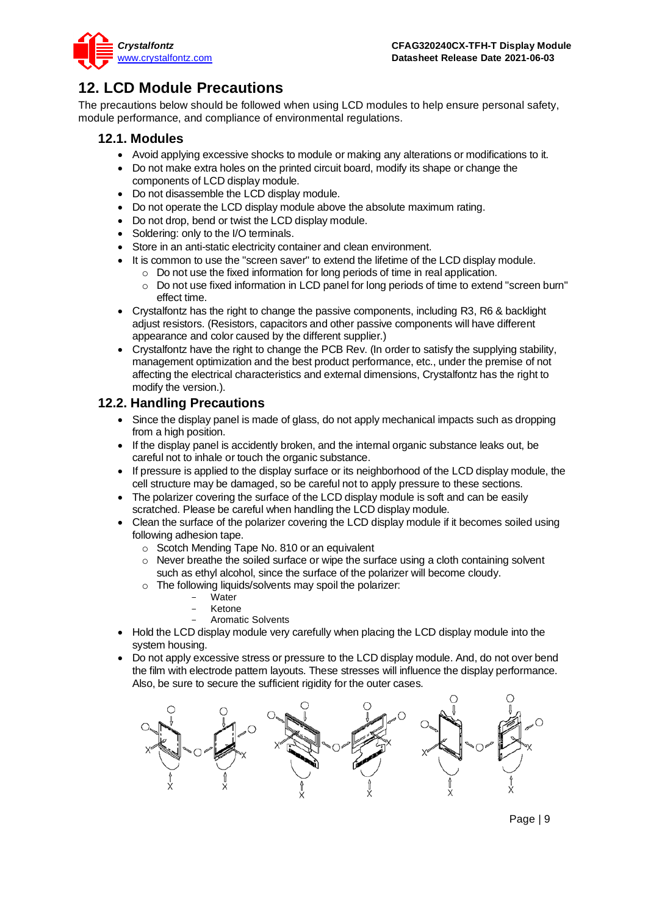# 12. LCD Module Precautions

The precautions below should be followed when using LCD modules to help ensure personal safety, module performance, and compliance of environmental regulations.

## 12.1. Modules

- Avoid applying excessive shocks to module or making any alterations or modifications to it.
- Do not make extra holes on the printed circuit board, modify its shape or change the components of LCD display module.
- Do not disassemble the LCD display module.
- Do not operate the LCD display module above the absolute maximum rating.
- Do not drop, bend or twist the LCD display module.
- Soldering: only to the I/O terminals.
- Store in an anti-static electricity container and clean environment.
- It is common to use the "screen saver" to extend the lifetime of the LCD display module.
  - Do not use the fixed information for long periods of time in real application.
  - Do not use fixed information in LCD panel for long periods of time to extend "screen burn" effect time.
- Crystalfontz has the right to change the passive components, including R3, R6 & backlight adjust resistors. (Resistors, capacitors and other passive components will have different appearance and color caused by the different supplier.)
- Crystalfontz have the right to change the PCB Rev. (In order to satisfy the supplying stability, management optimization and the best product performance, etc., under the premise of not affecting the electrical characteristics and external dimensions, Crystalfontz has the right to modify the version.).

## 12.2. Handling Precautions

- Since the display panel is made of glass, do not apply mechanical impacts such as dropping from a high position.
- If the display panel is accidently broken, and the internal organic substance leaks out, be careful not to inhale or touch the organic substance.
- If pressure is applied to the display surface or its neighborhood of the LCD display module, the cell structure may be damaged, so be careful not to apply pressure to these sections.
- The polarizer covering the surface of the LCD display module is soft and can be easily scratched. Please be careful when handling the LCD display module.
- Clean the surface of the polarizer covering the LCD display module if it becomes soiled using following adhesion tape.
  - Scotch Mending Tape No. 810 or an equivalent
  - Never breathe the soiled surface or wipe the surface using a cloth containing solvent such as ethyl alcohol, since the surface of the polarizer will become cloudy.
  - The following liquids/solvents may spoil the polarizer:
    - Water
    - Ketone
    - Aromatic Solvents
- Hold the LCD display module very carefully when placing the LCD display module into the system housing.
- Do not apply excessive stress or pressure to the LCD display module. And, do not over bend the film with electrode pattern layouts. These stresses will influence the display performance. Also, be sure to secure the sufficient rigidity for the outer cases.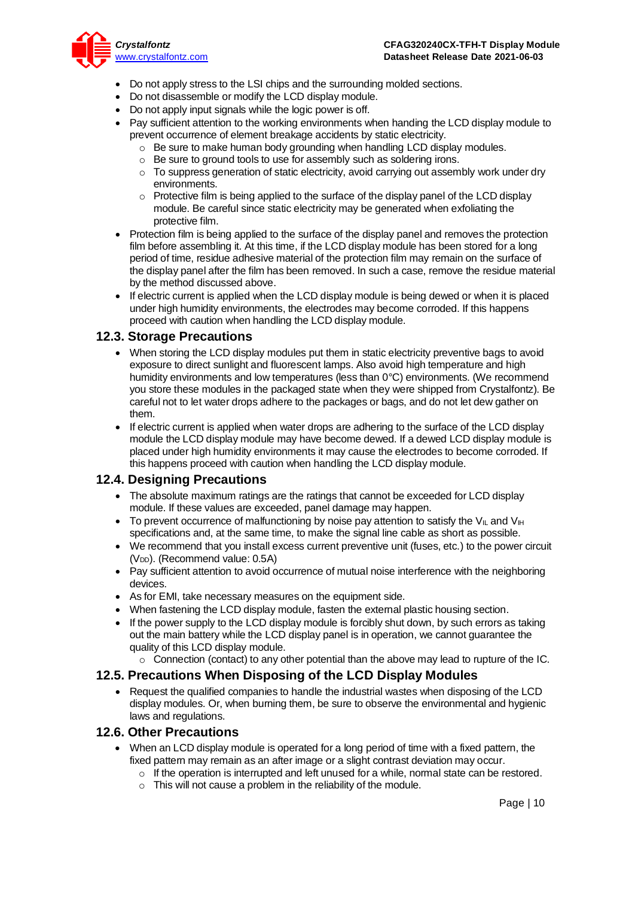- Do not apply stress to the LSI chips and the surrounding molded sections.
- Do not disassemble or modify the LCD display module.
- Do not apply input signals while the logic power is off.
- Pay sufficient attention to the working environments when handing the LCD display module to prevent occurrence of element breakage accidents by static electricity.
  - Be sure to make human body grounding when handling LCD display modules.
  - Be sure to ground tools to use for assembly such as soldering irons.
  - To suppress generation of static electricity, avoid carrying out assembly work under dry environments.
  - Protective film is being applied to the surface of the display panel of the LCD display module. Be careful since static electricity may be generated when exfoliating the protective film.
- Protection film is being applied to the surface of the display panel and removes the protection film before assembling it. At this time, if the LCD display module has been stored for a long period of time, residue adhesive material of the protection film may remain on the surface of the display panel after the film has been removed. In such a case, remove the residue material by the method discussed above.
- If electric current is applied when the LCD display module is being dewed or when it is placed under high humidity environments, the electrodes may become corroded. If this happens proceed with caution when handling the LCD display module.

## 12.3. Storage Precautions

- When storing the LCD display modules put them in static electricity preventive bags to avoid exposure to direct sunlight and fluorescent lamps. Also avoid high temperature and high humidity environments and low temperatures (less than 0°C) environments. (We recommend you store these modules in the packaged state when they were shipped from Crystalfontz). Be careful not to let water drops adhere to the packages or bags, and do not let dew gather on them.
- If electric current is applied when water drops are adhering to the surface of the LCD display module the LCD display module may have become dewed. If a dewed LCD display module is placed under high humidity environments it may cause the electrodes to become corroded. If this happens proceed with caution when handling the LCD display module.

## 12.4. Designing Precautions

- The absolute maximum ratings are the ratings that cannot be exceeded for LCD display module. If these values are exceeded, panel damage may happen.
- To prevent occurrence of malfunctioning by noise pay attention to satisfy the $V_{IL}$ and $V_{IH}$ specifications and, at the same time, to make the signal line cable as short as possible.
- We recommend that you install excess current preventive unit (fuses, etc.) to the power circuit ($V_{DD}$). (Recommend value: 0.5A)
- Pay sufficient attention to avoid occurrence of mutual noise interference with the neighboring devices.
- As for EMI, take necessary measures on the equipment side.
- When fastening the LCD display module, fasten the external plastic housing section.
- If the power supply to the LCD display module is forcibly shut down, by such errors as taking out the main battery while the LCD display panel is in operation, we cannot guarantee the quality of this LCD display module.
  - Connection (contact) to any other potential than the above may lead to rupture of the IC.

## 12.5. Precautions When Disposing of the LCD Display Modules

- Request the qualified companies to handle the industrial wastes when disposing of the LCD display modules. Or, when burning them, be sure to observe the environmental and hygienic laws and regulations.

## 12.6. Other Precautions

- When an LCD display module is operated for a long period of time with a fixed pattern, the fixed pattern may remain as an after image or a slight contrast deviation may occur.
  - If the operation is interrupted and left unused for a while, normal state can be restored.
  - This will not cause a problem in the reliability of the module.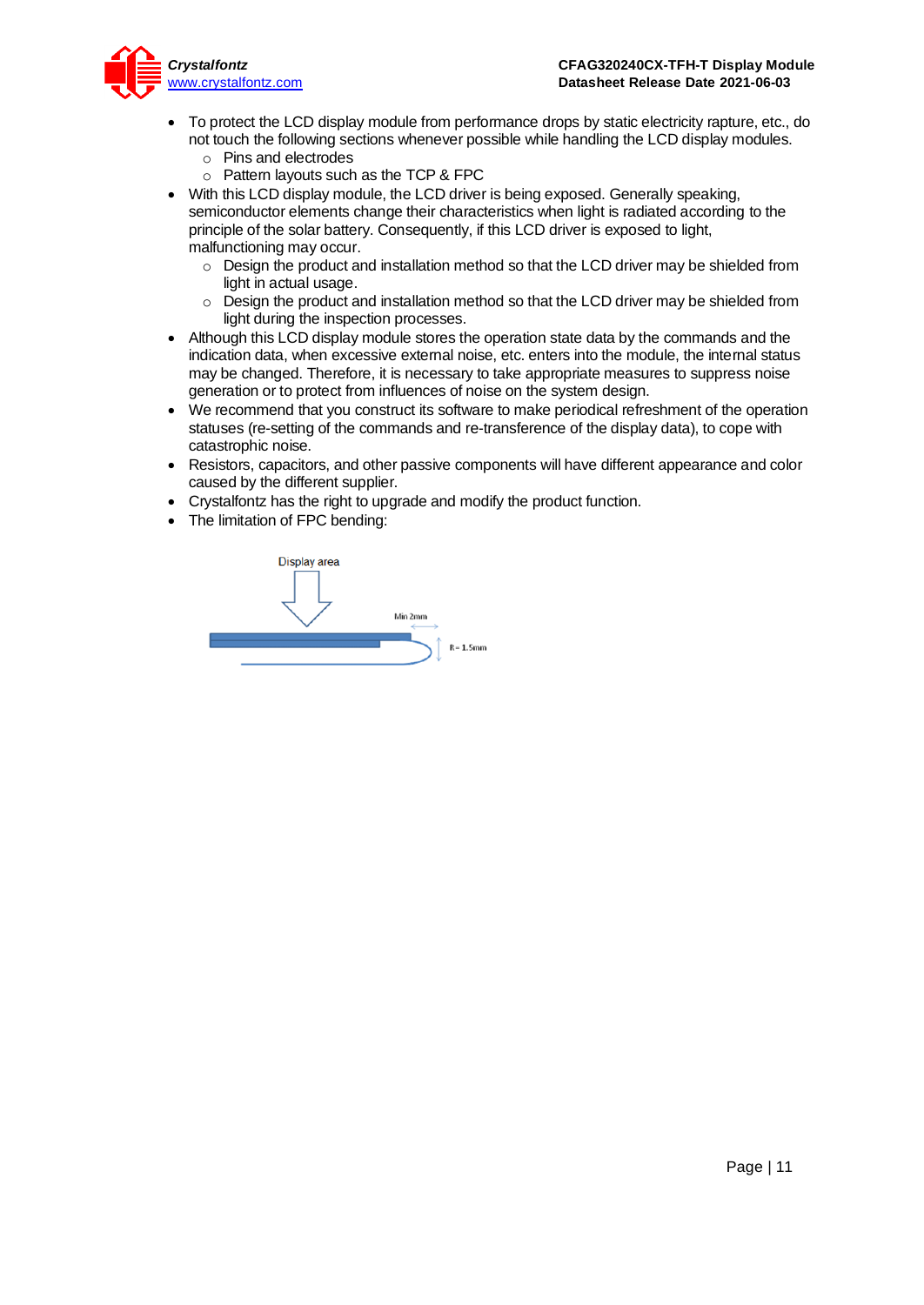- To protect the LCD display module from performance drops by static electricity rapture, etc., do not touch the following sections whenever possible while handling the LCD display modules.
  - Pins and electrodes
  - Pattern layouts such as the TCP & FPC
- With this LCD display module, the LCD driver is being exposed. Generally speaking, semiconductor elements change their characteristics when light is radiated according to the principle of the solar battery. Consequently, if this LCD driver is exposed to light, malfunctioning may occur.
  - Design the product and installation method so that the LCD driver may be shielded from light in actual usage.
  - Design the product and installation method so that the LCD driver may be shielded from light during the inspection processes.
- Although this LCD display module stores the operation state data by the commands and the indication data, when excessive external noise, etc. enters into the module, the internal status may be changed. Therefore, it is necessary to take appropriate measures to suppress noise generation or to protect from influences of noise on the system design.
- We recommend that you construct its software to make periodical refreshment of the operation statuses (re-setting of the commands and re-transference of the display data), to cope with catastrophic noise.
- Resistors, capacitors, and other passive components will have different appearance and color caused by the different supplier.
- Crystalfontz has the right to upgrade and modify the product function.
- The limitation of FPC bending:

Display area

Min 2mm

R= 1.5mm